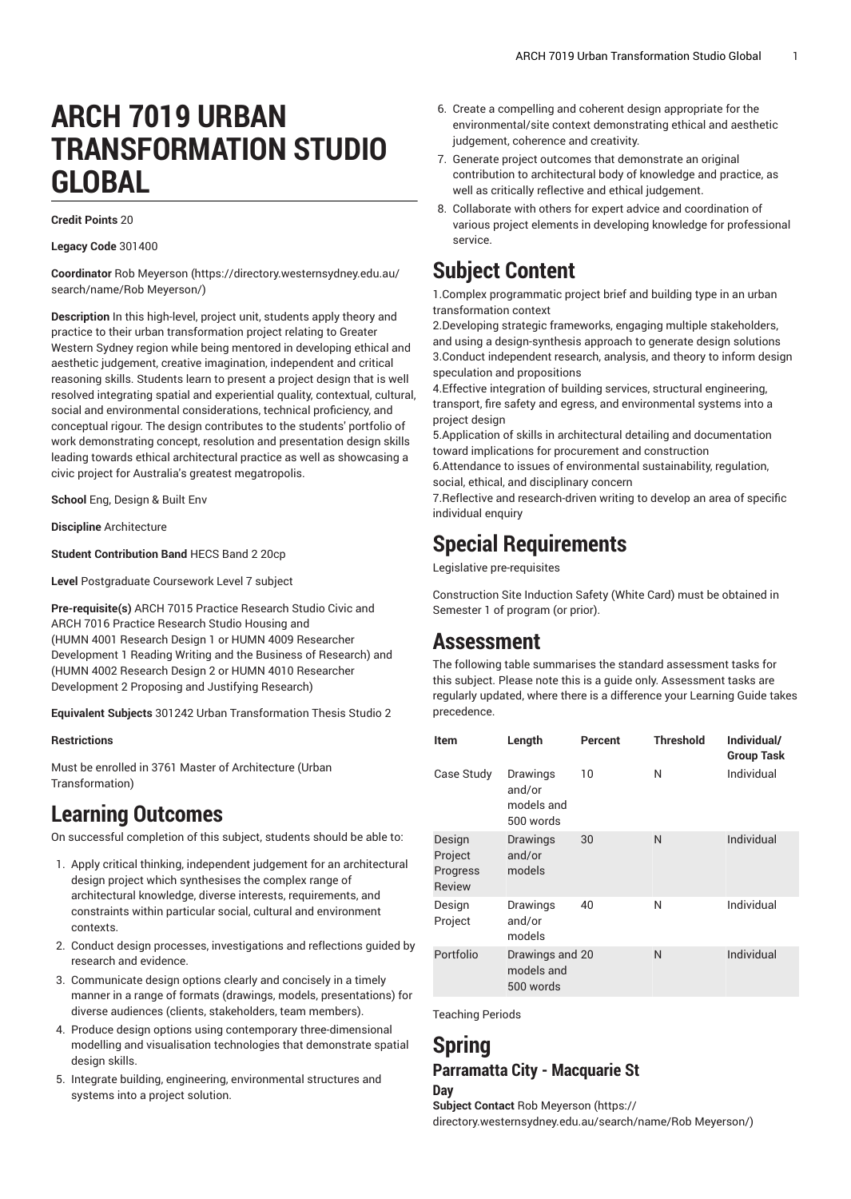# ARCH 7019 URBAN TRANSFORMATION STUDIO GLOBAL

**Credit Points** 20

**Legacy Code** 301400

**Coordinator** Rob Meyerson (https://directory.westernsydney.edu.au/search/name/Rob Meyerson/)

**Description** In this high-level, project unit, students apply theory and practice to their urban transformation project relating to Greater Western Sydney region while being mentored in developing ethical and aesthetic judgement, creative imagination, independent and critical reasoning skills. Students learn to present a project design that is well resolved integrating spatial and experiential quality, contextual, cultural, social and environmental considerations, technical proficiency, and conceptual rigour. The design contributes to the students' portfolio of work demonstrating concept, resolution and presentation design skills leading towards ethical architectural practice as well as showcasing a civic project for Australia's greatest megatropolis.

**School** Eng, Design & Built Env

**Discipline** Architecture

**Student Contribution Band** HECS Band 2 20cp

**Level** Postgraduate Coursework Level 7 subject

**Pre-requisite(s)** ARCH 7015 Practice Research Studio Civic and ARCH 7016 Practice Research Studio Housing and (HUMN 4001 Research Design 1 or HUMN 4009 Researcher Development 1 Reading Writing and the Business of Research) and (HUMN 4002 Research Design 2 or HUMN 4010 Researcher Development 2 Proposing and Justifying Research)

**Equivalent Subjects** 301242 Urban Transformation Thesis Studio 2

**Restrictions**

Must be enrolled in 3761 Master of Architecture (Urban Transformation)

## Learning Outcomes

On successful completion of this subject, students should be able to:

1. Apply critical thinking, independent judgement for an architectural design project which synthesises the complex range of architectural knowledge, diverse interests, requirements, and constraints within particular social, cultural and environment contexts.
2. Conduct design processes, investigations and reflections guided by research and evidence.
3. Communicate design options clearly and concisely in a timely manner in a range of formats (drawings, models, presentations) for diverse audiences (clients, stakeholders, team members).
4. Produce design options using contemporary three-dimensional modelling and visualisation technologies that demonstrate spatial design skills.
5. Integrate building, engineering, environmental structures and systems into a project solution.
6. Create a compelling and coherent design appropriate for the environmental/site context demonstrating ethical and aesthetic judgement, coherence and creativity.
7. Generate project outcomes that demonstrate an original contribution to architectural body of knowledge and practice, as well as critically reflective and ethical judgement.
8. Collaborate with others for expert advice and coordination of various project elements in developing knowledge for professional service.

## Subject Content

1.Complex programmatic project brief and building type in an urban transformation context
2.Developing strategic frameworks, engaging multiple stakeholders, and using a design-synthesis approach to generate design solutions
3.Conduct independent research, analysis, and theory to inform design speculation and propositions
4.Effective integration of building services, structural engineering, transport, fire safety and egress, and environmental systems into a project design
5.Application of skills in architectural detailing and documentation toward implications for procurement and construction
6.Attendance to issues of environmental sustainability, regulation, social, ethical, and disciplinary concern
7.Reflective and research-driven writing to develop an area of specific individual enquiry

## Special Requirements

Legislative pre-requisites

Construction Site Induction Safety (White Card) must be obtained in Semester 1 of program (or prior).

## Assessment

The following table summarises the standard assessment tasks for this subject. Please note this is a guide only. Assessment tasks are regularly updated, where there is a difference your Learning Guide takes precedence.

| Item | Length | Percent | Threshold | Individual/ Group Task |
|---|---|---|---|---|
| Case Study | Drawings and/or models and 500 words | 10 | N | Individual |
| Design Project Progress Review | Drawings and/or models | 30 | N | Individual |
| Design Project | Drawings and/or models | 40 | N | Individual |
| Portfolio | Drawings and models and 500 words | 20 | N | Individual |

Teaching Periods

## Spring

### Parramatta City - Macquarie St

#### Day

**Subject Contact** Rob Meyerson (https://directory.westernsydney.edu.au/search/name/Rob Meyerson/)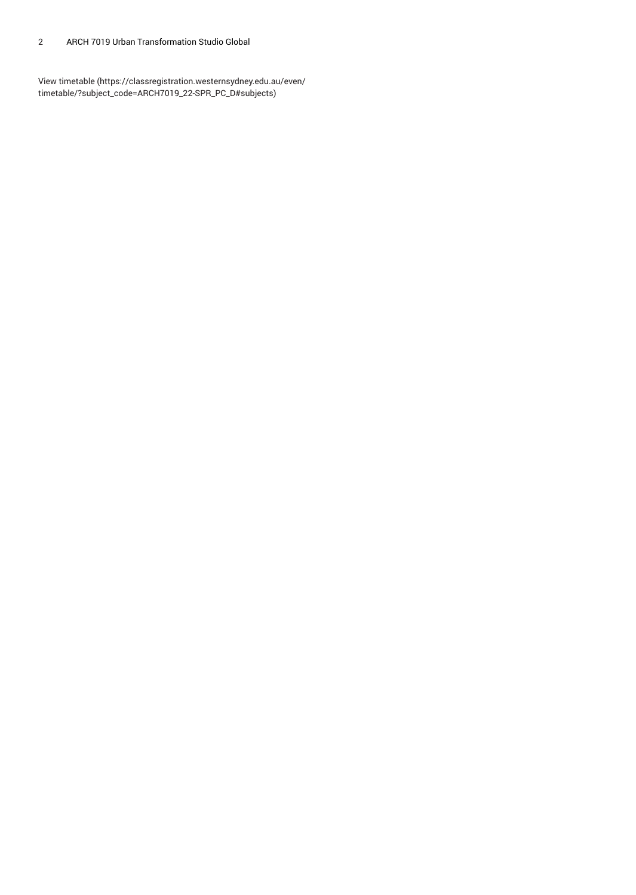View timetable (https://classregistration.westernsydney.edu.au/even/timetable/?subject_code=ARCH7019_22-SPR_PC_D#subjects)